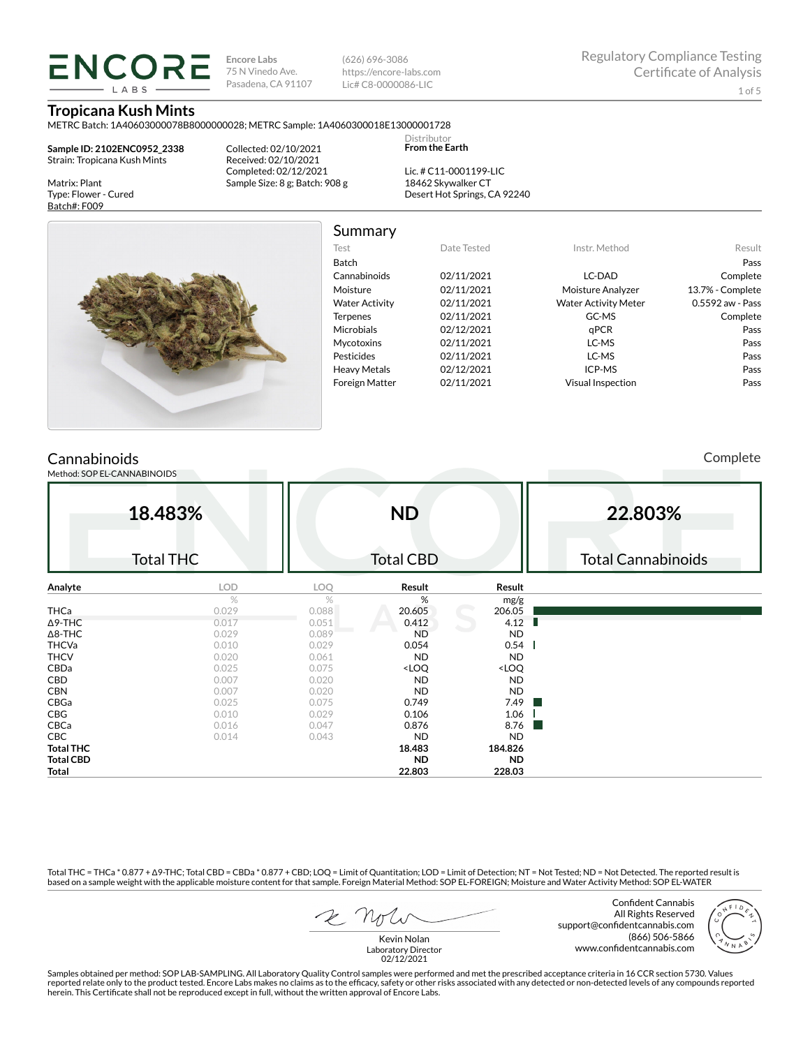**ENCORE LABS**

Encore Labs
75 N Vinedo Ave.
Pasadena, CA 91107

(626) 696-3086
https://encore-labs.com
Lic# C8-0000086-LIC

Regulatory Compliance Testing
Certificate of Analysis

# Tropicana Kush Mints

METRC Batch: 1A40603000078B8000000028; METRC Sample: 1A4060300018E13000001728

**Sample ID: 2102ENC0952_2338**
Strain: Tropicana Kush Mints

Matrix: Plant
Type: Flower - Cured
Batch#: F009

Collected: 02/10/2021
Received: 02/10/2021
Completed: 02/12/2021
Sample Size: 8 g; Batch: 908 g

Distributor
**From the Earth**

Lic. # C11-0001199-LIC
18462 Skywalker CT
Desert Hot Springs, CA 92240

## Summary

| Test | Date Tested | Instr. Method | Result |
|---|---|---|---|
| Batch | | | Pass |
| Cannabinoids | 02/11/2021 | LC-DAD | Complete |
| Moisture | 02/11/2021 | Moisture Analyzer | 13.7% - Complete |
| Water Activity | 02/11/2021 | Water Activity Meter | 0.5592 aw - Pass |
| Terpenes | 02/11/2021 | GC-MS | Complete |
| Microbials | 02/12/2021 | qPCR | Pass |
| Mycotoxins | 02/11/2021 | LC-MS | Pass |
| Pesticides | 02/11/2021 | LC-MS | Pass |
| Heavy Metals | 02/12/2021 | ICP-MS | Pass |
| Foreign Matter | 02/11/2021 | Visual Inspection | Pass |

## Cannabinoids

Complete

Method: SOP EL-CANNABINOIDS

| 18.483% | ND | 22.803% |
|---|---|---|
| Total THC | Total CBD | Total Cannabinoids |

| Analyte | LOD | LOQ | Result | Result |
|---|---|---|---|---|
| | % | % | % | mg/g |
| THCa | 0.029 | 0.088 | 20.605 | 206.05 |
| Δ9-THC | 0.017 | 0.051 | 0.412 | 4.12 |
| Δ8-THC | 0.029 | 0.089 | ND | ND |
| THCVa | 0.010 | 0.029 | 0.054 | 0.54 |
| THCV | 0.020 | 0.061 | ND | ND |
| CBDa | 0.025 | 0.075 | <LOQ | <LOQ |
| CBD | 0.007 | 0.020 | ND | ND |
| CBN | 0.007 | 0.020 | ND | ND |
| CBGa | 0.025 | 0.075 | 0.749 | 7.49 |
| CBG | 0.010 | 0.029 | 0.106 | 1.06 |
| CBCa | 0.016 | 0.047 | 0.876 | 8.76 |
| CBC | 0.014 | 0.043 | ND | ND |
| **Total THC** | | | **18.483** | **184.826** |
| **Total CBD** | | | **ND** | **ND** |
| **Total** | | | **22.803** | **228.03** |

Total THC = THCa * 0.877 + Δ9-THC; Total CBD = CBDa * 0.877 + CBD; LOQ = Limit of Quantitation; LOD = Limit of Detection; NT = Not Tested; ND = Not Detected. The reported result is based on a sample weight with the applicable moisture content for that sample. Foreign Material Method: SOP EL-FOREIGN; Moisture and Water Activity Method: SOP EL-WATER

Kevin Nolan
Laboratory Director
02/12/2021

Confident Cannabis
All Rights Reserved
support@confidentcannabis.com
(866) 506-5866
www.confidentcannabis.com

Samples obtained per method: SOP LAB-SAMPLING. All Laboratory Quality Control samples were performed and met the prescribed acceptance criteria in 16 CCR section 5730. Values reported relate only to the product tested. Encore Labs makes no claims as to the efficacy, safety or other risks associated with any detected or non-detected levels of any compounds reported herein. This Certificate shall not be reproduced except in full, without the written approval of Encore Labs.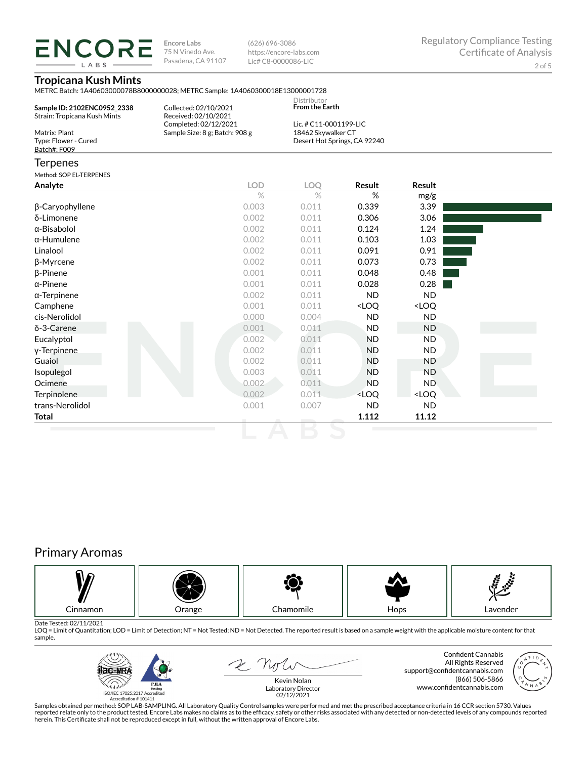**ENCORE LABS**

Encore Labs
75 N Vinedo Ave.
Pasadena, CA 91107

(626) 696-3086
https://encore-labs.com
Lic# C8-0000086-LIC

Regulatory Compliance Testing
Certificate of Analysis

## Tropicana Kush Mints

METRC Batch: 1A40603000078B8000000028; METRC Sample: 1A4060300018E13000001728

**Sample ID: 2102ENC0952_2338**
Strain: Tropicana Kush Mints

Matrix: Plant
Type: Flower - Cured
Batch#: F009

Collected: 02/10/2021
Received: 02/10/2021
Completed: 02/12/2021
Sample Size: 8 g; Batch: 908 g

Distributor
**From the Earth**

Lic. # C11-0001199-LIC
18462 Skywalker CT
Desert Hot Springs, CA 92240

## Terpenes

Method: SOP EL-TERPENES

| Analyte | LOD | LOQ | Result | Result |
|---|---|---|---|---|
| | % | % | % | mg/g |
| β-Caryophyllene | 0.003 | 0.011 | 0.339 | 3.39 |
| δ-Limonene | 0.002 | 0.011 | 0.306 | 3.06 |
| α-Bisabolol | 0.002 | 0.011 | 0.124 | 1.24 |
| α-Humulene | 0.002 | 0.011 | 0.103 | 1.03 |
| Linalool | 0.002 | 0.011 | 0.091 | 0.91 |
| β-Myrcene | 0.002 | 0.011 | 0.073 | 0.73 |
| β-Pinene | 0.001 | 0.011 | 0.048 | 0.48 |
| α-Pinene | 0.001 | 0.011 | 0.028 | 0.28 |
| α-Terpinene | 0.002 | 0.011 | ND | ND |
| Camphene | 0.001 | 0.011 | <LOQ | <LOQ |
| cis-Nerolidol | 0.000 | 0.004 | ND | ND |
| δ-3-Carene | 0.001 | 0.011 | ND | ND |
| Eucalyptol | 0.002 | 0.011 | ND | ND |
| γ-Terpinene | 0.002 | 0.011 | ND | ND |
| Guaiol | 0.002 | 0.011 | ND | ND |
| Isopulegol | 0.003 | 0.011 | ND | ND |
| Ocimene | 0.002 | 0.011 | ND | ND |
| Terpinolene | 0.002 | 0.011 | <LOQ | <LOQ |
| trans-Nerolidol | 0.001 | 0.007 | ND | ND |
| **Total** | | | **1.112** | **11.12** |

## Primary Aromas

Cinnamon | Orange | Chamomile | Hops | Lavender

Date Tested: 02/11/2021
LOQ = Limit of Quantitation; LOD = Limit of Detection; NT = Not Tested; ND = Not Detected. The reported result is based on a sample weight with the applicable moisture content for that sample.

ISO/IEC 17025:2017 Accredited
Accreditation # 101411

Kevin Nolan
Laboratory Director
02/12/2021

Confident Cannabis
All Rights Reserved
support@confidentcannabis.com
(866) 506-5866
www.confidentcannabis.com

Samples obtained per method: SOP LAB-SAMPLING. All Laboratory Quality Control samples were performed and met the prescribed acceptance criteria in 16 CCR section 5730. Values reported relate only to the product tested. Encore Labs makes no claims as to the efficacy, safety or other risks associated with any detected or non-detected levels of any compounds reported herein. This Certificate shall not be reproduced except in full, without the written approval of Encore Labs.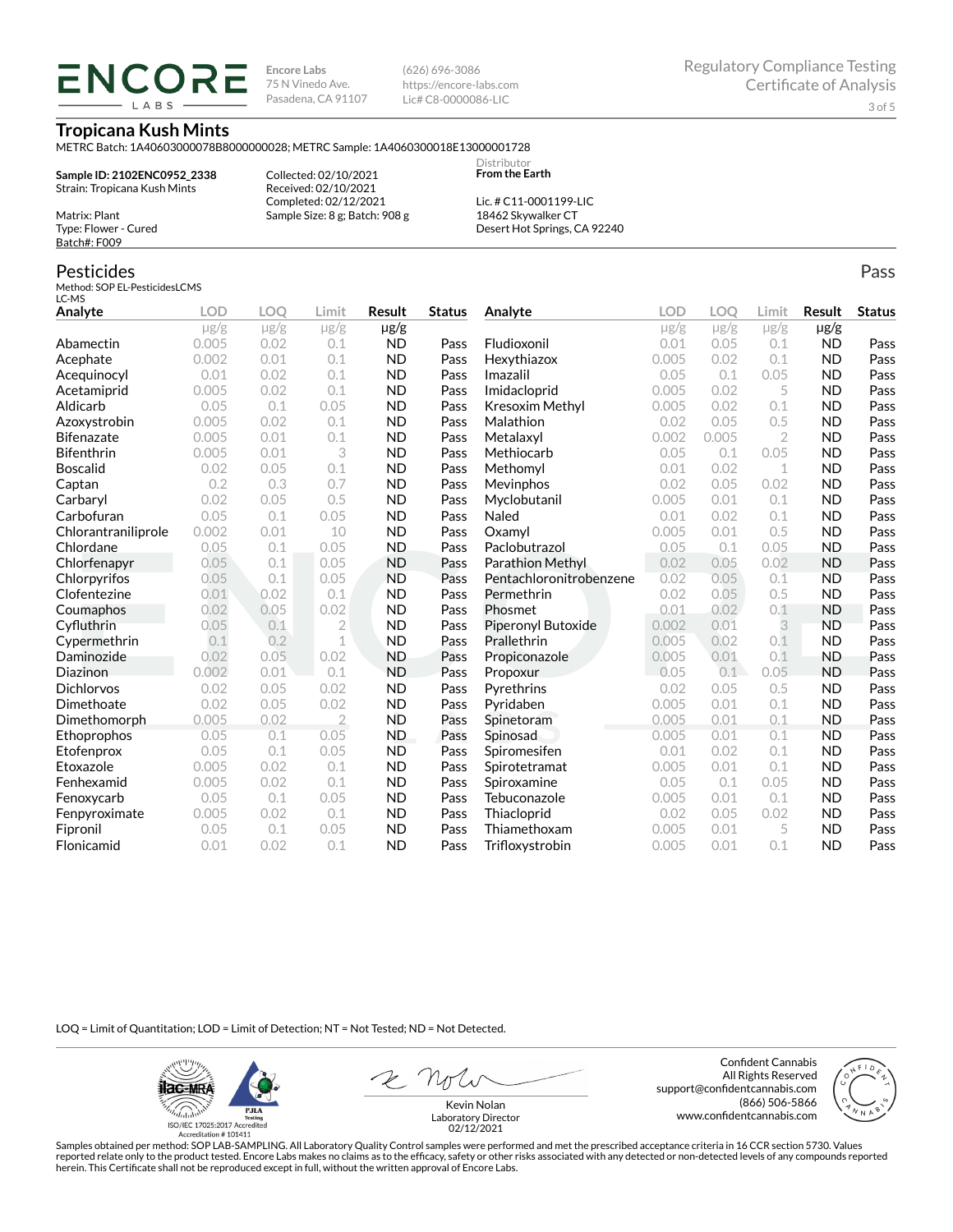**ENCORE LABS**

Encore Labs
75 N Vinedo Ave.
Pasadena, CA 91107

(626) 696-3086
https://encore-labs.com
Lic# C8-0000086-LIC

Regulatory Compliance Testing
Certificate of Analysis

## Tropicana Kush Mints

METRC Batch: 1A40603000078B8000000028; METRC Sample: 1A4060300018E13000001728

**Sample ID: 2102ENC0952_2338**
Strain: Tropicana Kush Mints

Matrix: Plant
Type: Flower - Cured
Batch#: F009

Collected: 02/10/2021
Received: 02/10/2021
Completed: 02/12/2021
Sample Size: 8 g; Batch: 908 g

Distributor
**From the Earth**

Lic. # C11-0001199-LIC
18462 Skywalker CT
Desert Hot Springs, CA 92240

## Pesticides

Pass

Method: SOP EL-PesticidesLCMS
LC-MS

| Analyte | LOD | LOQ | Limit | Result | Status |
|---|---|---|---|---|---|
| | μg/g | μg/g | μg/g | μg/g | |
| Abamectin | 0.005 | 0.02 | 0.1 | ND | Pass |
| Acephate | 0.002 | 0.01 | 0.1 | ND | Pass |
| Acequinocyl | 0.01 | 0.02 | 0.1 | ND | Pass |
| Acetamiprid | 0.005 | 0.02 | 0.1 | ND | Pass |
| Aldicarb | 0.05 | 0.1 | 0.05 | ND | Pass |
| Azoxystrobin | 0.005 | 0.02 | 0.1 | ND | Pass |
| Bifenazate | 0.005 | 0.01 | 0.1 | ND | Pass |
| Bifenthrin | 0.005 | 0.01 | 3 | ND | Pass |
| Boscalid | 0.02 | 0.05 | 0.1 | ND | Pass |
| Captan | 0.2 | 0.3 | 0.7 | ND | Pass |
| Carbaryl | 0.02 | 0.05 | 0.5 | ND | Pass |
| Carbofuran | 0.05 | 0.1 | 0.05 | ND | Pass |
| Chlorantraniliprole | 0.002 | 0.01 | 10 | ND | Pass |
| Chlordane | 0.05 | 0.1 | 0.05 | ND | Pass |
| Chlorfenapyr | 0.05 | 0.1 | 0.05 | ND | Pass |
| Chlorpyrifos | 0.05 | 0.1 | 0.05 | ND | Pass |
| Clofentezine | 0.01 | 0.02 | 0.1 | ND | Pass |
| Coumaphos | 0.02 | 0.05 | 0.02 | ND | Pass |
| Cyfluthrin | 0.05 | 0.1 | 2 | ND | Pass |
| Cypermethrin | 0.1 | 0.2 | 1 | ND | Pass |
| Daminozide | 0.02 | 0.05 | 0.02 | ND | Pass |
| Diazinon | 0.002 | 0.01 | 0.1 | ND | Pass |
| Dichlorvos | 0.02 | 0.05 | 0.02 | ND | Pass |
| Dimethoate | 0.02 | 0.05 | 0.02 | ND | Pass |
| Dimethomorph | 0.005 | 0.02 | 2 | ND | Pass |
| Ethoprophos | 0.05 | 0.1 | 0.05 | ND | Pass |
| Etofenprox | 0.05 | 0.1 | 0.05 | ND | Pass |
| Etoxazole | 0.005 | 0.02 | 0.1 | ND | Pass |
| Fenhexamid | 0.005 | 0.02 | 0.1 | ND | Pass |
| Fenoxycarb | 0.05 | 0.1 | 0.05 | ND | Pass |
| Fenpyroximate | 0.005 | 0.02 | 0.1 | ND | Pass |
| Fipronil | 0.05 | 0.1 | 0.05 | ND | Pass |
| Flonicamid | 0.01 | 0.02 | 0.1 | ND | Pass |
| Fludioxonil | 0.01 | 0.05 | 0.1 | ND | Pass |
| Hexythiazox | 0.005 | 0.02 | 0.1 | ND | Pass |
| Imazalil | 0.05 | 0.1 | 0.05 | ND | Pass |
| Imidacloprid | 0.005 | 0.02 | 5 | ND | Pass |
| Kresoxim Methyl | 0.005 | 0.02 | 0.1 | ND | Pass |
| Malathion | 0.02 | 0.05 | 0.5 | ND | Pass |
| Metalaxyl | 0.002 | 0.005 | 2 | ND | Pass |
| Methiocarb | 0.05 | 0.1 | 0.05 | ND | Pass |
| Methomyl | 0.01 | 0.02 | 1 | ND | Pass |
| Mevinphos | 0.02 | 0.05 | 0.02 | ND | Pass |
| Myclobutanil | 0.005 | 0.01 | 0.1 | ND | Pass |
| Naled | 0.01 | 0.02 | 0.1 | ND | Pass |
| Oxamyl | 0.005 | 0.01 | 0.5 | ND | Pass |
| Paclobutrazol | 0.05 | 0.1 | 0.05 | ND | Pass |
| Parathion Methyl | 0.02 | 0.05 | 0.02 | ND | Pass |
| Pentachloronitrobenzene | 0.02 | 0.05 | 0.1 | ND | Pass |
| Permethrin | 0.02 | 0.05 | 0.5 | ND | Pass |
| Phosmet | 0.01 | 0.02 | 0.1 | ND | Pass |
| Piperonyl Butoxide | 0.002 | 0.01 | 3 | ND | Pass |
| Prallethrin | 0.005 | 0.02 | 0.1 | ND | Pass |
| Propiconazole | 0.005 | 0.01 | 0.1 | ND | Pass |
| Propoxur | 0.05 | 0.1 | 0.05 | ND | Pass |
| Pyrethrins | 0.02 | 0.05 | 0.5 | ND | Pass |
| Pyridaben | 0.005 | 0.01 | 0.1 | ND | Pass |
| Spinetoram | 0.005 | 0.01 | 0.1 | ND | Pass |
| Spinosad | 0.005 | 0.01 | 0.1 | ND | Pass |
| Spiromesifen | 0.01 | 0.02 | 0.1 | ND | Pass |
| Spirotetramat | 0.005 | 0.01 | 0.1 | ND | Pass |
| Spiroxamine | 0.05 | 0.1 | 0.05 | ND | Pass |
| Tebuconazole | 0.005 | 0.01 | 0.1 | ND | Pass |
| Thiacloprid | 0.02 | 0.05 | 0.02 | ND | Pass |
| Thiamethoxam | 0.005 | 0.01 | 5 | ND | Pass |
| Trifloxystrobin | 0.005 | 0.01 | 0.1 | ND | Pass |

LOQ = Limit of Quantitation; LOD = Limit of Detection; NT = Not Tested; ND = Not Detected.

ISO/IEC 17025:2017 Accredited
Accreditation # 101411

Kevin Nolan
Laboratory Director
02/12/2021

Confident Cannabis
All Rights Reserved
support@confidentcannabis.com
(866) 506-5866
www.confidentcannabis.com

Samples obtained per method: SOP LAB-SAMPLING. All Laboratory Quality Control samples were performed and met the prescribed acceptance criteria in 16 CCR section 5730. Values reported relate only to the product tested. Encore Labs makes no claims as to the efficacy, safety or other risks associated with any detected or non-detected levels of any compounds reported herein. This Certificate shall not be reproduced except in full, without the written approval of Encore Labs.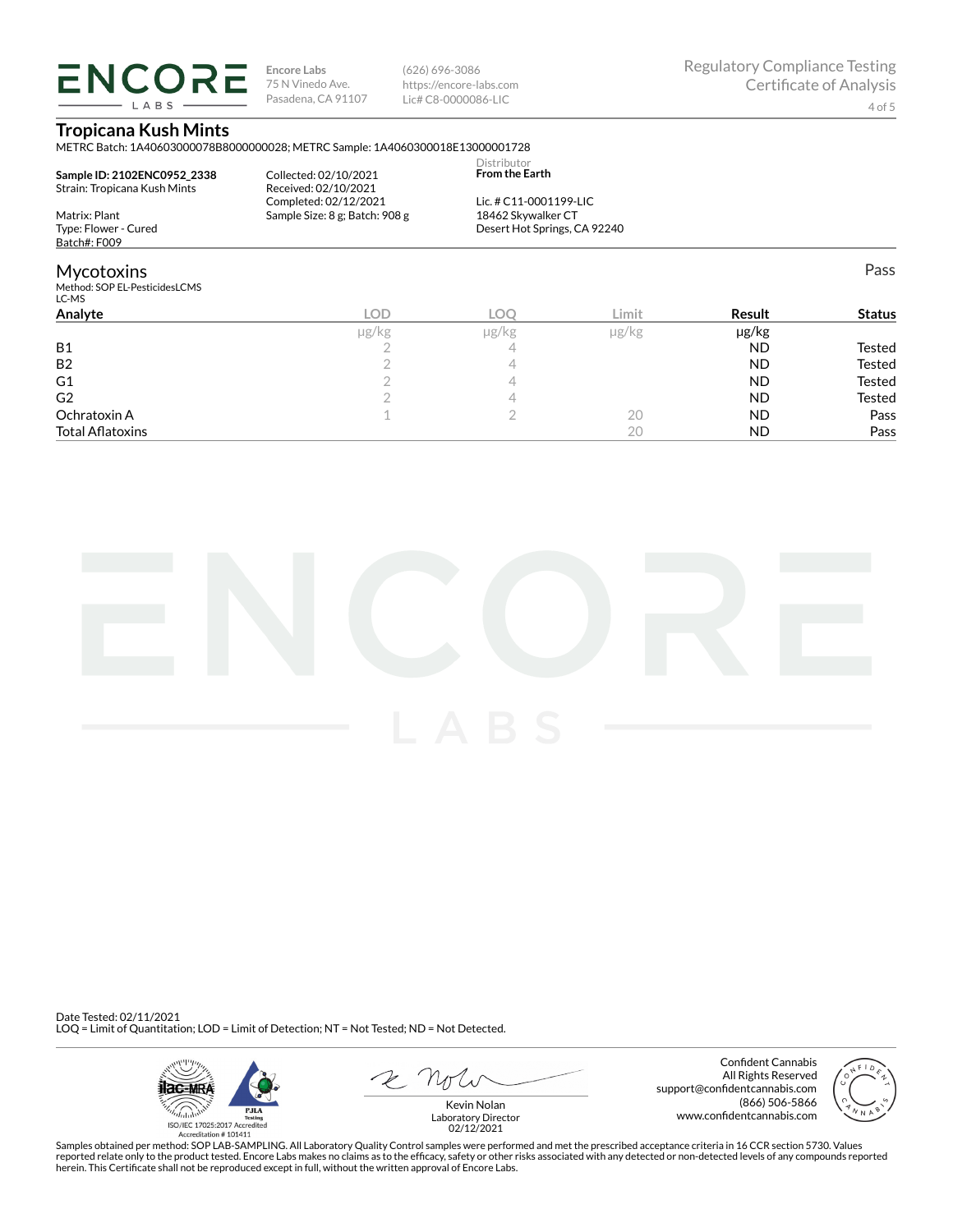**Encore Labs**
75 N Vinedo Ave.
Pasadena, CA 91107

(626) 696-3086
https://encore-labs.com
Lic# C8-0000086-LIC

Regulatory Compliance Testing
Certificate of Analysis

# Tropicana Kush Mints

METRC Batch: 1A40603000078B8000000028; METRC Sample: 1A4060300018E13000001728

**Sample ID: 2102ENC0952_2338**
Strain: Tropicana Kush Mints

Matrix: Plant
Type: Flower - Cured
Batch#: F009

Collected: 02/10/2021
Received: 02/10/2021
Completed: 02/12/2021
Sample Size: 8 g; Batch: 908 g

Distributor
**From the Earth**

Lic. # C11-0001199-LIC
18462 Skywalker CT
Desert Hot Springs, CA 92240

## Mycotoxins

Pass

Method: SOP EL-PesticidesLCMS
LC-MS

| Analyte | LOD | LOQ | Limit | Result | Status |
|---|---|---|---|---|---|
| | μg/kg | μg/kg | μg/kg | μg/kg | |
| B1 | 2 | 4 | | ND | Tested |
| B2 | 2 | 4 | | ND | Tested |
| G1 | 2 | 4 | | ND | Tested |
| G2 | 2 | 4 | | ND | Tested |
| Ochratoxin A | 1 | 2 | 20 | ND | Pass |
| Total Aflatoxins | | | 20 | ND | Pass |

Date Tested: 02/11/2021
LOQ = Limit of Quantitation; LOD = Limit of Detection; NT = Not Tested; ND = Not Detected.

ISO/IEC 17025:2017 Accredited
Accreditation # 101411

Kevin Nolan
Laboratory Director
02/12/2021

Confident Cannabis
All Rights Reserved
support@confidentcannabis.com
(866) 506-5866
www.confidentcannabis.com

Samples obtained per method: SOP LAB-SAMPLING. All Laboratory Quality Control samples were performed and met the prescribed acceptance criteria in 16 CCR section 5730. Values reported relate only to the product tested. Encore Labs makes no claims as to the efficacy, safety or other risks associated with any detected or non-detected levels of any compounds reported herein. This Certificate shall not be reproduced except in full, without the written approval of Encore Labs.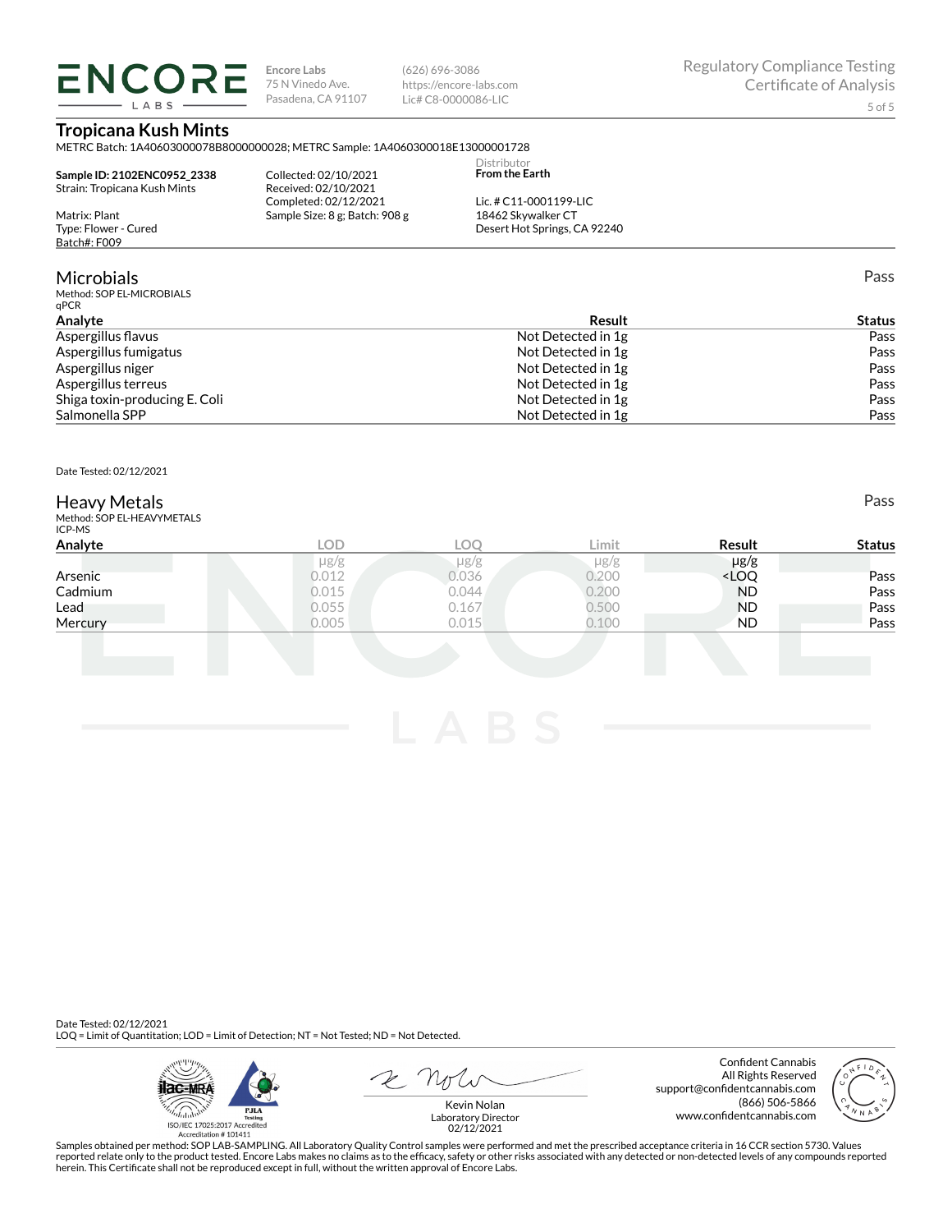Encore Labs
75 N Vinedo Ave.
Pasadena, CA 91107

(626) 696-3086
https://encore-labs.com
Lic# C8-0000086-LIC

Regulatory Compliance Testing
Certificate of Analysis

# Tropicana Kush Mints

METRC Batch: 1A40603000078B8000000028; METRC Sample: 1A4060300018E13000001728

**Sample ID: 2102ENC0952_2338**
Strain: Tropicana Kush Mints

Matrix: Plant
Type: Flower - Cured
Batch#: F009

Collected: 02/10/2021
Received: 02/10/2021
Completed: 02/12/2021
Sample Size: 8 g; Batch: 908 g

Distributor
**From the Earth**

Lic. # C11-0001199-LIC
18462 Skywalker CT
Desert Hot Springs, CA 92240

## Microbials

Pass

Method: SOP EL-MICROBIALS
qPCR

| Analyte | Result | Status |
|---|---|---|
| Aspergillus flavus | Not Detected in 1g | Pass |
| Aspergillus fumigatus | Not Detected in 1g | Pass |
| Aspergillus niger | Not Detected in 1g | Pass |
| Aspergillus terreus | Not Detected in 1g | Pass |
| Shiga toxin-producing E. Coli | Not Detected in 1g | Pass |
| Salmonella SPP | Not Detected in 1g | Pass |

Date Tested: 02/12/2021

## Heavy Metals

Pass

Method: SOP EL-HEAVYMETALS
ICP-MS

| Analyte | LOD | LOQ | Limit | Result | Status |
|---|---|---|---|---|---|
| | µg/g | µg/g | µg/g | µg/g | |
| Arsenic | 0.012 | 0.036 | 0.200 | <LOQ | Pass |
| Cadmium | 0.015 | 0.044 | 0.200 | ND | Pass |
| Lead | 0.055 | 0.167 | 0.500 | ND | Pass |
| Mercury | 0.005 | 0.015 | 0.100 | ND | Pass |

Date Tested: 02/12/2021
LOQ = Limit of Quantitation; LOD = Limit of Detection; NT = Not Tested; ND = Not Detected.

ISO/IEC 17025:2017 Accredited
Accreditation # 101411

Kevin Nolan
Laboratory Director
02/12/2021

Confident Cannabis
All Rights Reserved
support@confidentcannabis.com
(866) 506-5866
www.confidentcannabis.com

Samples obtained per method: SOP LAB-SAMPLING. All Laboratory Quality Control samples were performed and met the prescribed acceptance criteria in 16 CCR section 5730. Values reported relate only to the product tested. Encore Labs makes no claims as to the efficacy, safety or other risks associated with any detected or non-detected levels of any compounds reported herein. This Certificate shall not be reproduced except in full, without the written approval of Encore Labs.